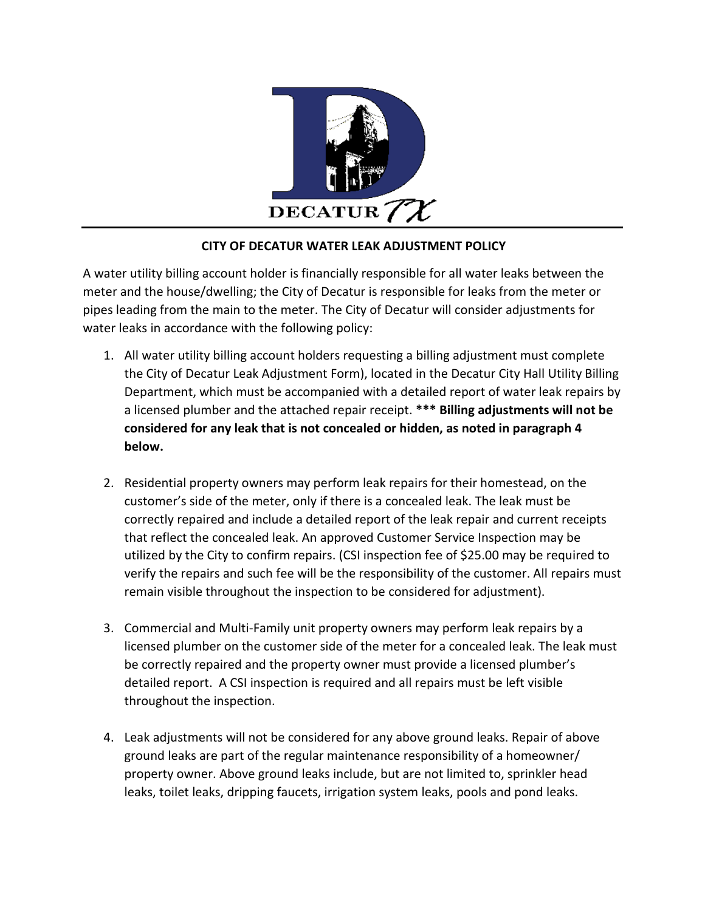DECATUR TX

## CITY OF DECATUR WATER LEAK ADJUSTMENT POLICY

A water utility billing account holder is financially responsible for all water leaks between the meter and the house/dwelling; the City of Decatur is responsible for leaks from the meter or pipes leading from the main to the meter. The City of Decatur will consider adjustments for water leaks in accordance with the following policy:

1. All water utility billing account holders requesting a billing adjustment must complete the City of Decatur Leak Adjustment Form), located in the Decatur City Hall Utility Billing Department, which must be accompanied with a detailed report of water leak repairs by a licensed plumber and the attached repair receipt. **\*\*\* Billing adjustments will not be considered for any leak that is not concealed or hidden, as noted in paragraph 4 below.**

2. Residential property owners may perform leak repairs for their homestead, on the customer's side of the meter, only if there is a concealed leak. The leak must be correctly repaired and include a detailed report of the leak repair and current receipts that reflect the concealed leak. An approved Customer Service Inspection may be utilized by the City to confirm repairs. (CSI inspection fee of $25.00 may be required to verify the repairs and such fee will be the responsibility of the customer. All repairs must remain visible throughout the inspection to be considered for adjustment).

3. Commercial and Multi-Family unit property owners may perform leak repairs by a licensed plumber on the customer side of the meter for a concealed leak. The leak must be correctly repaired and the property owner must provide a licensed plumber's detailed report. A CSI inspection is required and all repairs must be left visible throughout the inspection.

4. Leak adjustments will not be considered for any above ground leaks. Repair of above ground leaks are part of the regular maintenance responsibility of a homeowner/ property owner. Above ground leaks include, but are not limited to, sprinkler head leaks, toilet leaks, dripping faucets, irrigation system leaks, pools and pond leaks.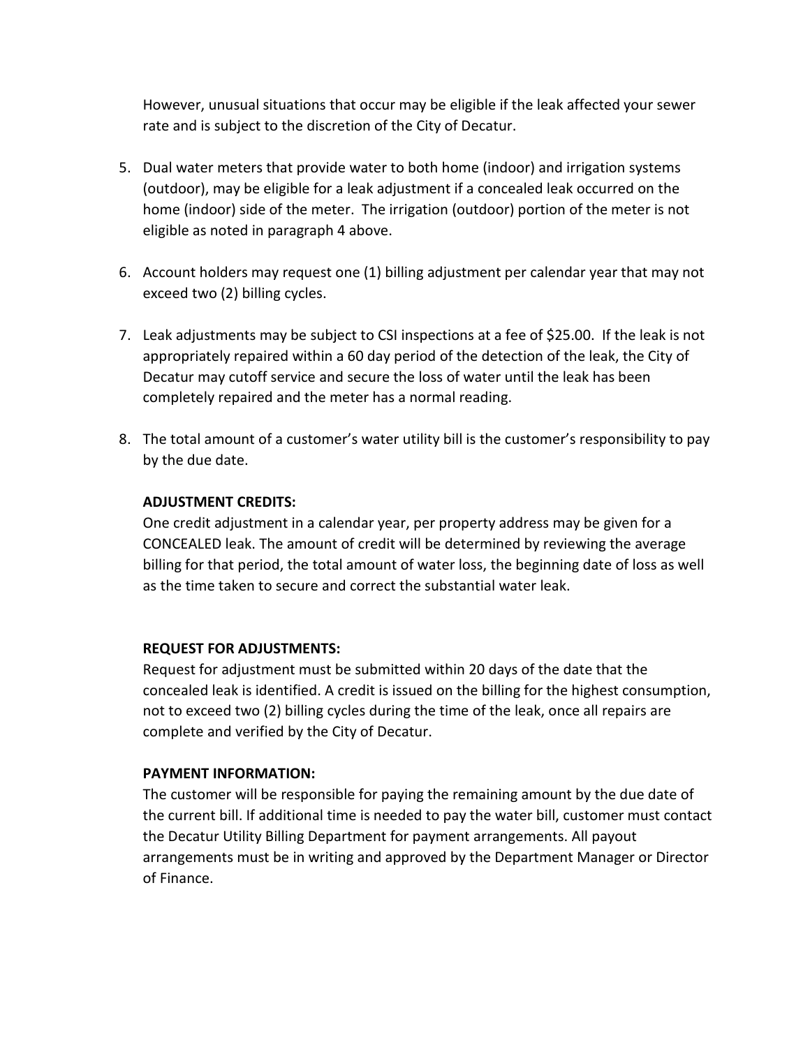However, unusual situations that occur may be eligible if the leak affected your sewer rate and is subject to the discretion of the City of Decatur.

5. Dual water meters that provide water to both home (indoor) and irrigation systems (outdoor), may be eligible for a leak adjustment if a concealed leak occurred on the home (indoor) side of the meter. The irrigation (outdoor) portion of the meter is not eligible as noted in paragraph 4 above.

6. Account holders may request one (1) billing adjustment per calendar year that may not exceed two (2) billing cycles.

7. Leak adjustments may be subject to CSI inspections at a fee of $25.00. If the leak is not appropriately repaired within a 60 day period of the detection of the leak, the City of Decatur may cutoff service and secure the loss of water until the leak has been completely repaired and the meter has a normal reading.

8. The total amount of a customer's water utility bill is the customer's responsibility to pay by the due date.

**ADJUSTMENT CREDITS:**
One credit adjustment in a calendar year, per property address may be given for a CONCEALED leak. The amount of credit will be determined by reviewing the average billing for that period, the total amount of water loss, the beginning date of loss as well as the time taken to secure and correct the substantial water leak.

**REQUEST FOR ADJUSTMENTS:**
Request for adjustment must be submitted within 20 days of the date that the concealed leak is identified. A credit is issued on the billing for the highest consumption, not to exceed two (2) billing cycles during the time of the leak, once all repairs are complete and verified by the City of Decatur.

**PAYMENT INFORMATION:**
The customer will be responsible for paying the remaining amount by the due date of the current bill. If additional time is needed to pay the water bill, customer must contact the Decatur Utility Billing Department for payment arrangements. All payout arrangements must be in writing and approved by the Department Manager or Director of Finance.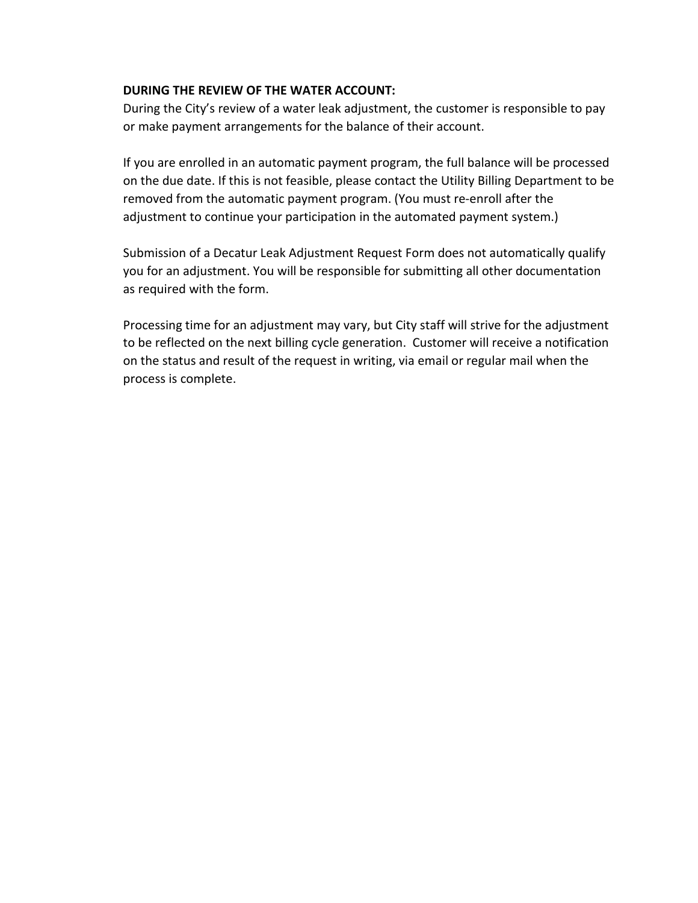**DURING THE REVIEW OF THE WATER ACCOUNT:**

During the City's review of a water leak adjustment, the customer is responsible to pay or make payment arrangements for the balance of their account.

If you are enrolled in an automatic payment program, the full balance will be processed on the due date. If this is not feasible, please contact the Utility Billing Department to be removed from the automatic payment program. (You must re-enroll after the adjustment to continue your participation in the automated payment system.)

Submission of a Decatur Leak Adjustment Request Form does not automatically qualify you for an adjustment. You will be responsible for submitting all other documentation as required with the form.

Processing time for an adjustment may vary, but City staff will strive for the adjustment to be reflected on the next billing cycle generation. Customer will receive a notification on the status and result of the request in writing, via email or regular mail when the process is complete.